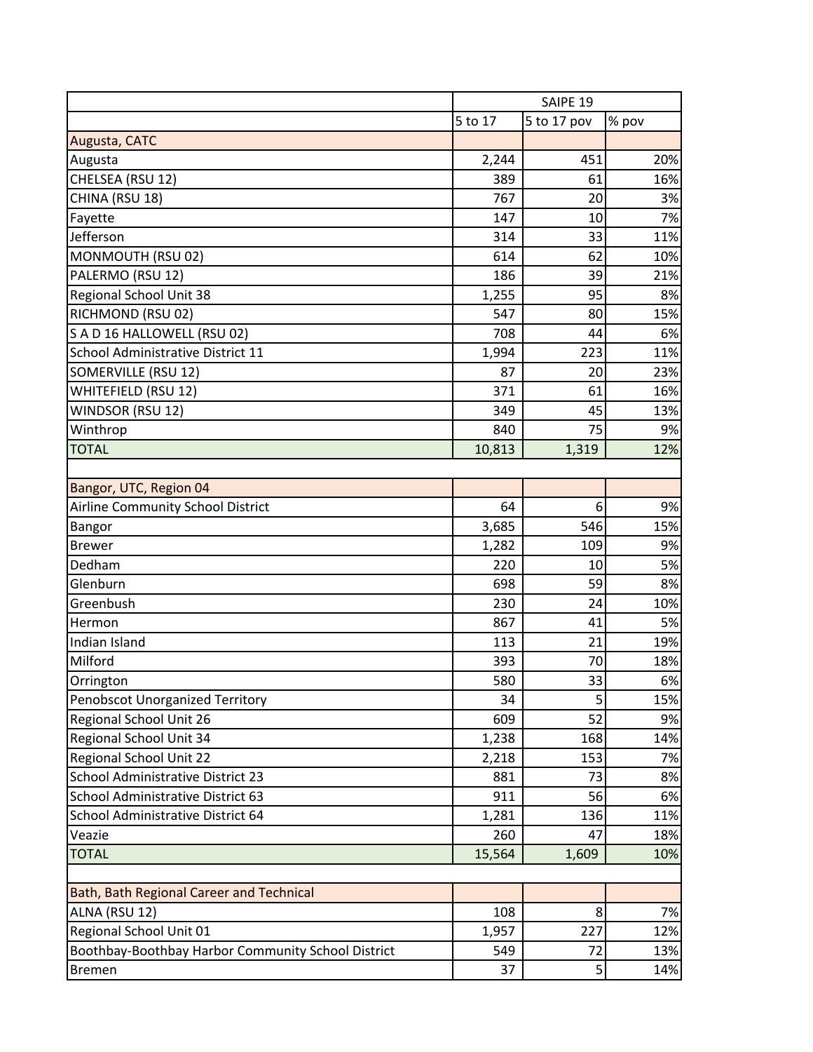| | SAIPE 19 | | |
|---|---|---|---|
| | 5 to 17 | 5 to 17 pov | % pov |
| Augusta, CATC | | | |
| Augusta | 2,244 | 451 | 20% |
| CHELSEA (RSU 12) | 389 | 61 | 16% |
| CHINA (RSU 18) | 767 | 20 | 3% |
| Fayette | 147 | 10 | 7% |
| Jefferson | 314 | 33 | 11% |
| MONMOUTH (RSU 02) | 614 | 62 | 10% |
| PALERMO (RSU 12) | 186 | 39 | 21% |
| Regional School Unit 38 | 1,255 | 95 | 8% |
| RICHMOND (RSU 02) | 547 | 80 | 15% |
| S A D 16 HALLOWELL (RSU 02) | 708 | 44 | 6% |
| School Administrative District 11 | 1,994 | 223 | 11% |
| SOMERVILLE (RSU 12) | 87 | 20 | 23% |
| WHITEFIELD (RSU 12) | 371 | 61 | 16% |
| WINDSOR (RSU 12) | 349 | 45 | 13% |
| Winthrop | 840 | 75 | 9% |
| TOTAL | 10,813 | 1,319 | 12% |
| | | | |
| Bangor, UTC, Region 04 | | | |
| Airline Community School District | 64 | 6 | 9% |
| Bangor | 3,685 | 546 | 15% |
| Brewer | 1,282 | 109 | 9% |
| Dedham | 220 | 10 | 5% |
| Glenburn | 698 | 59 | 8% |
| Greenbush | 230 | 24 | 10% |
| Hermon | 867 | 41 | 5% |
| Indian Island | 113 | 21 | 19% |
| Milford | 393 | 70 | 18% |
| Orrington | 580 | 33 | 6% |
| Penobscot Unorganized Territory | 34 | 5 | 15% |
| Regional School Unit 26 | 609 | 52 | 9% |
| Regional School Unit 34 | 1,238 | 168 | 14% |
| Regional School Unit 22 | 2,218 | 153 | 7% |
| School Administrative District 23 | 881 | 73 | 8% |
| School Administrative District 63 | 911 | 56 | 6% |
| School Administrative District 64 | 1,281 | 136 | 11% |
| Veazie | 260 | 47 | 18% |
| TOTAL | 15,564 | 1,609 | 10% |
| | | | |
| Bath, Bath Regional Career and Technical | | | |
| ALNA (RSU 12) | 108 | 8 | 7% |
| Regional School Unit 01 | 1,957 | 227 | 12% |
| Boothbay-Boothbay Harbor Community School District | 549 | 72 | 13% |
| Bremen | 37 | 5 | 14% |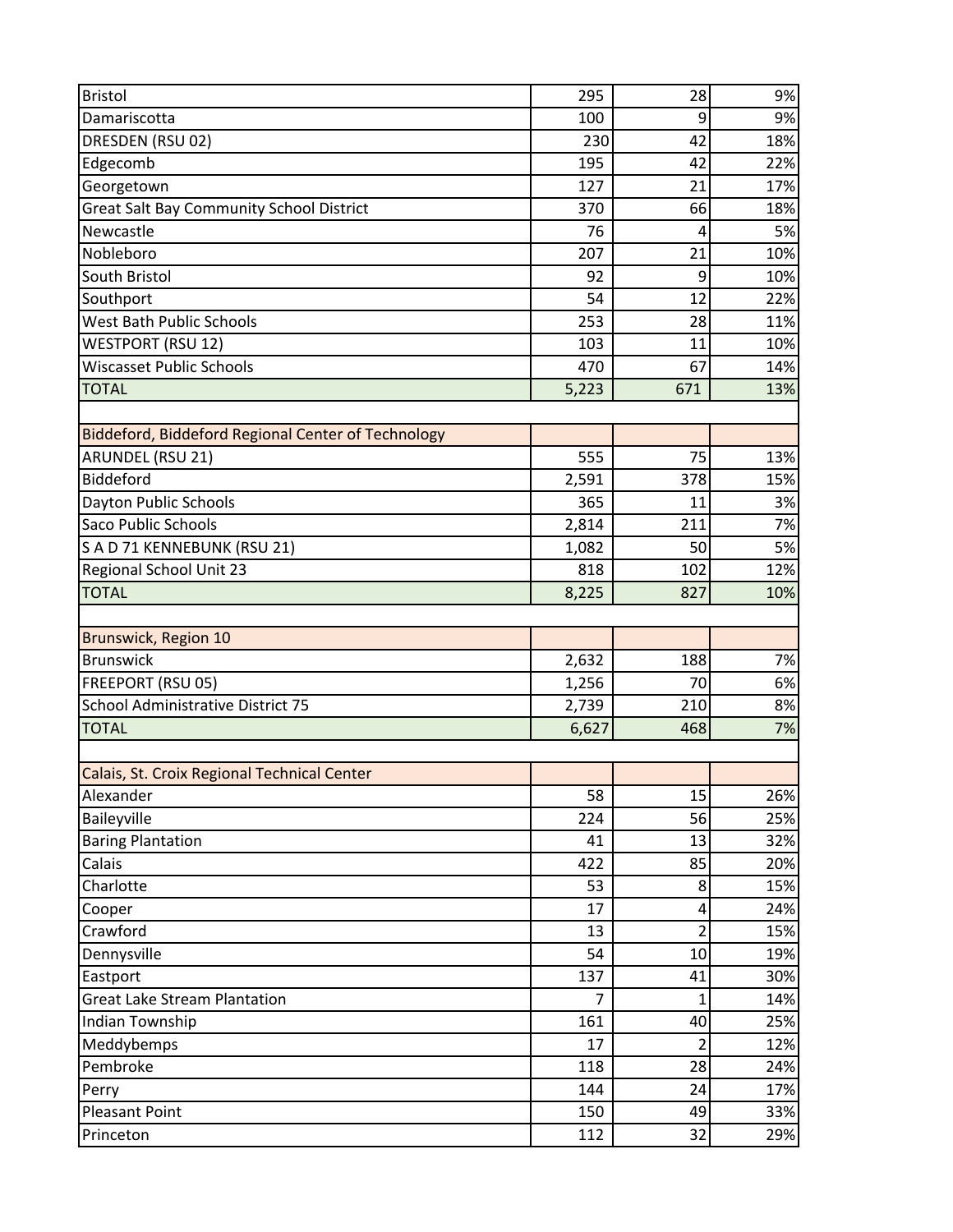| | | | |
|---|---|---|---|
| Bristol | 295 | 28 | 9% |
| Damariscotta | 100 | 9 | 9% |
| DRESDEN (RSU 02) | 230 | 42 | 18% |
| Edgecomb | 195 | 42 | 22% |
| Georgetown | 127 | 21 | 17% |
| Great Salt Bay Community School District | 370 | 66 | 18% |
| Newcastle | 76 | 4 | 5% |
| Nobleboro | 207 | 21 | 10% |
| South Bristol | 92 | 9 | 10% |
| Southport | 54 | 12 | 22% |
| West Bath Public Schools | 253 | 28 | 11% |
| WESTPORT (RSU 12) | 103 | 11 | 10% |
| Wiscasset Public Schools | 470 | 67 | 14% |
| TOTAL | 5,223 | 671 | 13% |
| | | | |
| Biddeford, Biddeford Regional Center of Technology | | | |
| ARUNDEL (RSU 21) | 555 | 75 | 13% |
| Biddeford | 2,591 | 378 | 15% |
| Dayton Public Schools | 365 | 11 | 3% |
| Saco Public Schools | 2,814 | 211 | 7% |
| S A D 71 KENNEBUNK (RSU 21) | 1,082 | 50 | 5% |
| Regional School Unit 23 | 818 | 102 | 12% |
| TOTAL | 8,225 | 827 | 10% |
| | | | |
| Brunswick, Region 10 | | | |
| Brunswick | 2,632 | 188 | 7% |
| FREEPORT (RSU 05) | 1,256 | 70 | 6% |
| School Administrative District 75 | 2,739 | 210 | 8% |
| TOTAL | 6,627 | 468 | 7% |
| | | | |
| Calais, St. Croix Regional Technical Center | | | |
| Alexander | 58 | 15 | 26% |
| Baileyville | 224 | 56 | 25% |
| Baring Plantation | 41 | 13 | 32% |
| Calais | 422 | 85 | 20% |
| Charlotte | 53 | 8 | 15% |
| Cooper | 17 | 4 | 24% |
| Crawford | 13 | 2 | 15% |
| Dennysville | 54 | 10 | 19% |
| Eastport | 137 | 41 | 30% |
| Great Lake Stream Plantation | 7 | 1 | 14% |
| Indian Township | 161 | 40 | 25% |
| Meddybemps | 17 | 2 | 12% |
| Pembroke | 118 | 28 | 24% |
| Perry | 144 | 24 | 17% |
| Pleasant Point | 150 | 49 | 33% |
| Princeton | 112 | 32 | 29% |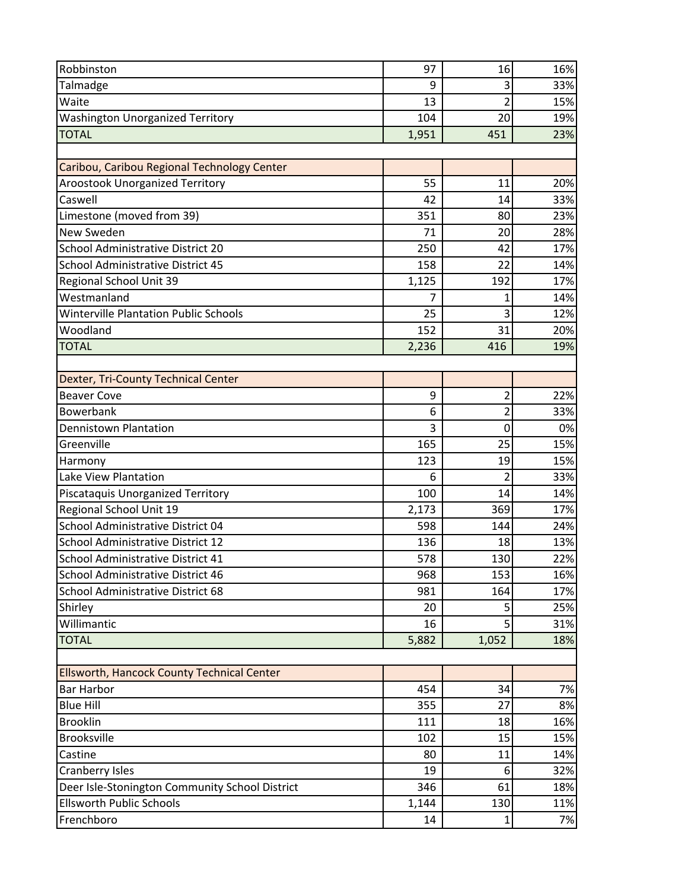| | | | |
|---|---|---|---|
| Robbinston | 97 | 16 | 16% |
| Talmadge | 9 | 3 | 33% |
| Waite | 13 | 2 | 15% |
| Washington Unorganized Territory | 104 | 20 | 19% |
| TOTAL | 1,951 | 451 | 23% |
| | | | |
| Caribou, Caribou Regional Technology Center | | | |
| Aroostook Unorganized Territory | 55 | 11 | 20% |
| Caswell | 42 | 14 | 33% |
| Limestone (moved from 39) | 351 | 80 | 23% |
| New Sweden | 71 | 20 | 28% |
| School Administrative District 20 | 250 | 42 | 17% |
| School Administrative District 45 | 158 | 22 | 14% |
| Regional School Unit 39 | 1,125 | 192 | 17% |
| Westmanland | 7 | 1 | 14% |
| Winterville Plantation Public Schools | 25 | 3 | 12% |
| Woodland | 152 | 31 | 20% |
| TOTAL | 2,236 | 416 | 19% |
| | | | |
| Dexter, Tri-County Technical Center | | | |
| Beaver Cove | 9 | 2 | 22% |
| Bowerbank | 6 | 2 | 33% |
| Dennistown Plantation | 3 | 0 | 0% |
| Greenville | 165 | 25 | 15% |
| Harmony | 123 | 19 | 15% |
| Lake View Plantation | 6 | 2 | 33% |
| Piscataquis Unorganized Territory | 100 | 14 | 14% |
| Regional School Unit 19 | 2,173 | 369 | 17% |
| School Administrative District 04 | 598 | 144 | 24% |
| School Administrative District 12 | 136 | 18 | 13% |
| School Administrative District 41 | 578 | 130 | 22% |
| School Administrative District 46 | 968 | 153 | 16% |
| School Administrative District 68 | 981 | 164 | 17% |
| Shirley | 20 | 5 | 25% |
| Willimantic | 16 | 5 | 31% |
| TOTAL | 5,882 | 1,052 | 18% |
| | | | |
| Ellsworth, Hancock County Technical Center | | | |
| Bar Harbor | 454 | 34 | 7% |
| Blue Hill | 355 | 27 | 8% |
| Brooklin | 111 | 18 | 16% |
| Brooksville | 102 | 15 | 15% |
| Castine | 80 | 11 | 14% |
| Cranberry Isles | 19 | 6 | 32% |
| Deer Isle-Stonington Community School District | 346 | 61 | 18% |
| Ellsworth Public Schools | 1,144 | 130 | 11% |
| Frenchboro | 14 | 1 | 7% |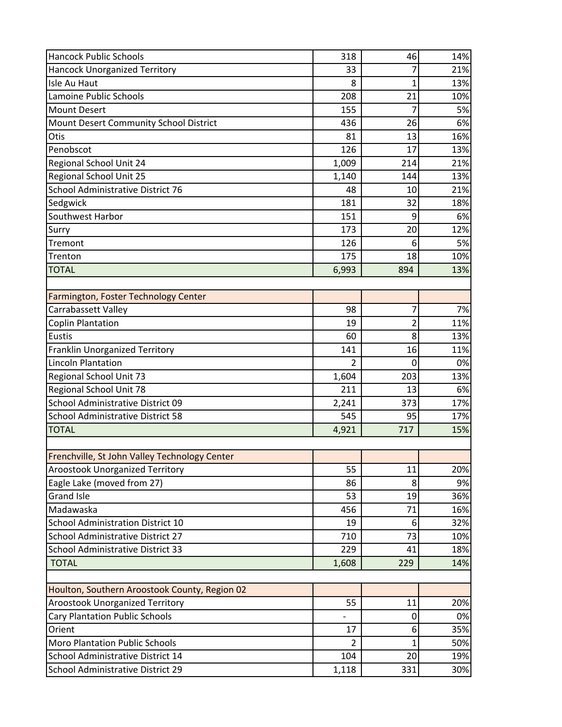| | | | |
|---|---|---|---|
| Hancock Public Schools | 318 | 46 | 14% |
| Hancock Unorganized Territory | 33 | 7 | 21% |
| Isle Au Haut | 8 | 1 | 13% |
| Lamoine Public Schools | 208 | 21 | 10% |
| Mount Desert | 155 | 7 | 5% |
| Mount Desert Community School District | 436 | 26 | 6% |
| Otis | 81 | 13 | 16% |
| Penobscot | 126 | 17 | 13% |
| Regional School Unit 24 | 1,009 | 214 | 21% |
| Regional School Unit 25 | 1,140 | 144 | 13% |
| School Administrative District 76 | 48 | 10 | 21% |
| Sedgwick | 181 | 32 | 18% |
| Southwest Harbor | 151 | 9 | 6% |
| Surry | 173 | 20 | 12% |
| Tremont | 126 | 6 | 5% |
| Trenton | 175 | 18 | 10% |
| TOTAL | 6,993 | 894 | 13% |
| | | | |
| Farmington, Foster Technology Center | | | |
| Carrabassett Valley | 98 | 7 | 7% |
| Coplin Plantation | 19 | 2 | 11% |
| Eustis | 60 | 8 | 13% |
| Franklin Unorganized Territory | 141 | 16 | 11% |
| Lincoln Plantation | 2 | 0 | 0% |
| Regional School Unit 73 | 1,604 | 203 | 13% |
| Regional School Unit 78 | 211 | 13 | 6% |
| School Administrative District 09 | 2,241 | 373 | 17% |
| School Administrative District 58 | 545 | 95 | 17% |
| TOTAL | 4,921 | 717 | 15% |
| | | | |
| Frenchville, St John Valley Technology Center | | | |
| Aroostook Unorganized Territory | 55 | 11 | 20% |
| Eagle Lake (moved from 27) | 86 | 8 | 9% |
| Grand Isle | 53 | 19 | 36% |
| Madawaska | 456 | 71 | 16% |
| School Administration District 10 | 19 | 6 | 32% |
| School Administrative District 27 | 710 | 73 | 10% |
| School Administrative District 33 | 229 | 41 | 18% |
| TOTAL | 1,608 | 229 | 14% |
| | | | |
| Houlton, Southern Aroostook County, Region 02 | | | |
| Aroostook Unorganized Territory | 55 | 11 | 20% |
| Cary Plantation Public Schools | - | 0 | 0% |
| Orient | 17 | 6 | 35% |
| Moro Plantation Public Schools | 2 | 1 | 50% |
| School Administrative District 14 | 104 | 20 | 19% |
| School Administrative District 29 | 1,118 | 331 | 30% |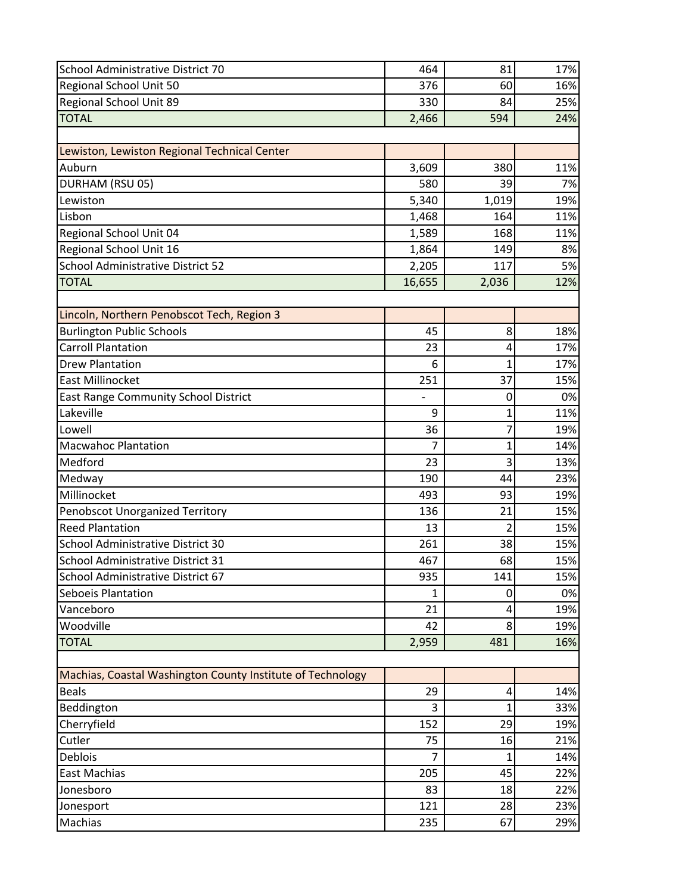| | | | |
|---|---|---|---|
| School Administrative District 70 | 464 | 81 | 17% |
| Regional School Unit 50 | 376 | 60 | 16% |
| Regional School Unit 89 | 330 | 84 | 25% |
| TOTAL | 2,466 | 594 | 24% |
| | | | |
| Lewiston, Lewiston Regional Technical Center | | | |
| Auburn | 3,609 | 380 | 11% |
| DURHAM (RSU 05) | 580 | 39 | 7% |
| Lewiston | 5,340 | 1,019 | 19% |
| Lisbon | 1,468 | 164 | 11% |
| Regional School Unit 04 | 1,589 | 168 | 11% |
| Regional School Unit 16 | 1,864 | 149 | 8% |
| School Administrative District 52 | 2,205 | 117 | 5% |
| TOTAL | 16,655 | 2,036 | 12% |
| | | | |
| Lincoln, Northern Penobscot Tech, Region 3 | | | |
| Burlington Public Schools | 45 | 8 | 18% |
| Carroll Plantation | 23 | 4 | 17% |
| Drew Plantation | 6 | 1 | 17% |
| East Millinocket | 251 | 37 | 15% |
| East Range Community School District | - | 0 | 0% |
| Lakeville | 9 | 1 | 11% |
| Lowell | 36 | 7 | 19% |
| Macwahoc Plantation | 7 | 1 | 14% |
| Medford | 23 | 3 | 13% |
| Medway | 190 | 44 | 23% |
| Millinocket | 493 | 93 | 19% |
| Penobscot Unorganized Territory | 136 | 21 | 15% |
| Reed Plantation | 13 | 2 | 15% |
| School Administrative District 30 | 261 | 38 | 15% |
| School Administrative District 31 | 467 | 68 | 15% |
| School Administrative District 67 | 935 | 141 | 15% |
| Seboeis Plantation | 1 | 0 | 0% |
| Vanceboro | 21 | 4 | 19% |
| Woodville | 42 | 8 | 19% |
| TOTAL | 2,959 | 481 | 16% |
| | | | |
| Machias, Coastal Washington County Institute of Technology | | | |
| Beals | 29 | 4 | 14% |
| Beddington | 3 | 1 | 33% |
| Cherryfield | 152 | 29 | 19% |
| Cutler | 75 | 16 | 21% |
| Deblois | 7 | 1 | 14% |
| East Machias | 205 | 45 | 22% |
| Jonesboro | 83 | 18 | 22% |
| Jonesport | 121 | 28 | 23% |
| Machias | 235 | 67 | 29% |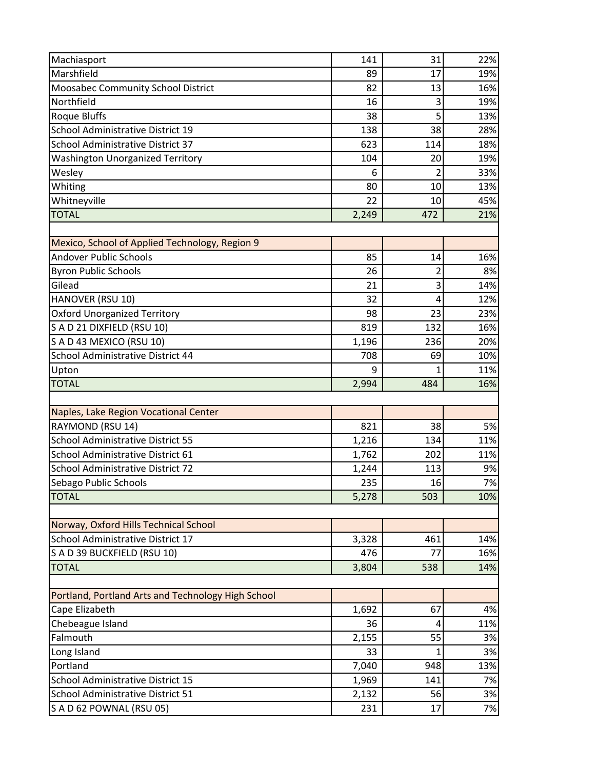| | | | |
|---|---|---|---|
| Machiasport | 141 | 31 | 22% |
| Marshfield | 89 | 17 | 19% |
| Moosabec Community School District | 82 | 13 | 16% |
| Northfield | 16 | 3 | 19% |
| Roque Bluffs | 38 | 5 | 13% |
| School Administrative District 19 | 138 | 38 | 28% |
| School Administrative District 37 | 623 | 114 | 18% |
| Washington Unorganized Territory | 104 | 20 | 19% |
| Wesley | 6 | 2 | 33% |
| Whiting | 80 | 10 | 13% |
| Whitneyville | 22 | 10 | 45% |
| TOTAL | 2,249 | 472 | 21% |
| | | | |
| Mexico, School of Applied Technology, Region 9 | | | |
| Andover Public Schools | 85 | 14 | 16% |
| Byron Public Schools | 26 | 2 | 8% |
| Gilead | 21 | 3 | 14% |
| HANOVER (RSU 10) | 32 | 4 | 12% |
| Oxford Unorganized Territory | 98 | 23 | 23% |
| S A D 21 DIXFIELD (RSU 10) | 819 | 132 | 16% |
| S A D 43 MEXICO (RSU 10) | 1,196 | 236 | 20% |
| School Administrative District 44 | 708 | 69 | 10% |
| Upton | 9 | 1 | 11% |
| TOTAL | 2,994 | 484 | 16% |
| | | | |
| Naples, Lake Region Vocational Center | | | |
| RAYMOND (RSU 14) | 821 | 38 | 5% |
| School Administrative District 55 | 1,216 | 134 | 11% |
| School Administrative District 61 | 1,762 | 202 | 11% |
| School Administrative District 72 | 1,244 | 113 | 9% |
| Sebago Public Schools | 235 | 16 | 7% |
| TOTAL | 5,278 | 503 | 10% |
| | | | |
| Norway, Oxford Hills Technical School | | | |
| School Administrative District 17 | 3,328 | 461 | 14% |
| S A D 39 BUCKFIELD (RSU 10) | 476 | 77 | 16% |
| TOTAL | 3,804 | 538 | 14% |
| | | | |
| Portland, Portland Arts and Technology High School | | | |
| Cape Elizabeth | 1,692 | 67 | 4% |
| Chebeague Island | 36 | 4 | 11% |
| Falmouth | 2,155 | 55 | 3% |
| Long Island | 33 | 1 | 3% |
| Portland | 7,040 | 948 | 13% |
| School Administrative District 15 | 1,969 | 141 | 7% |
| School Administrative District 51 | 2,132 | 56 | 3% |
| S A D 62 POWNAL (RSU 05) | 231 | 17 | 7% |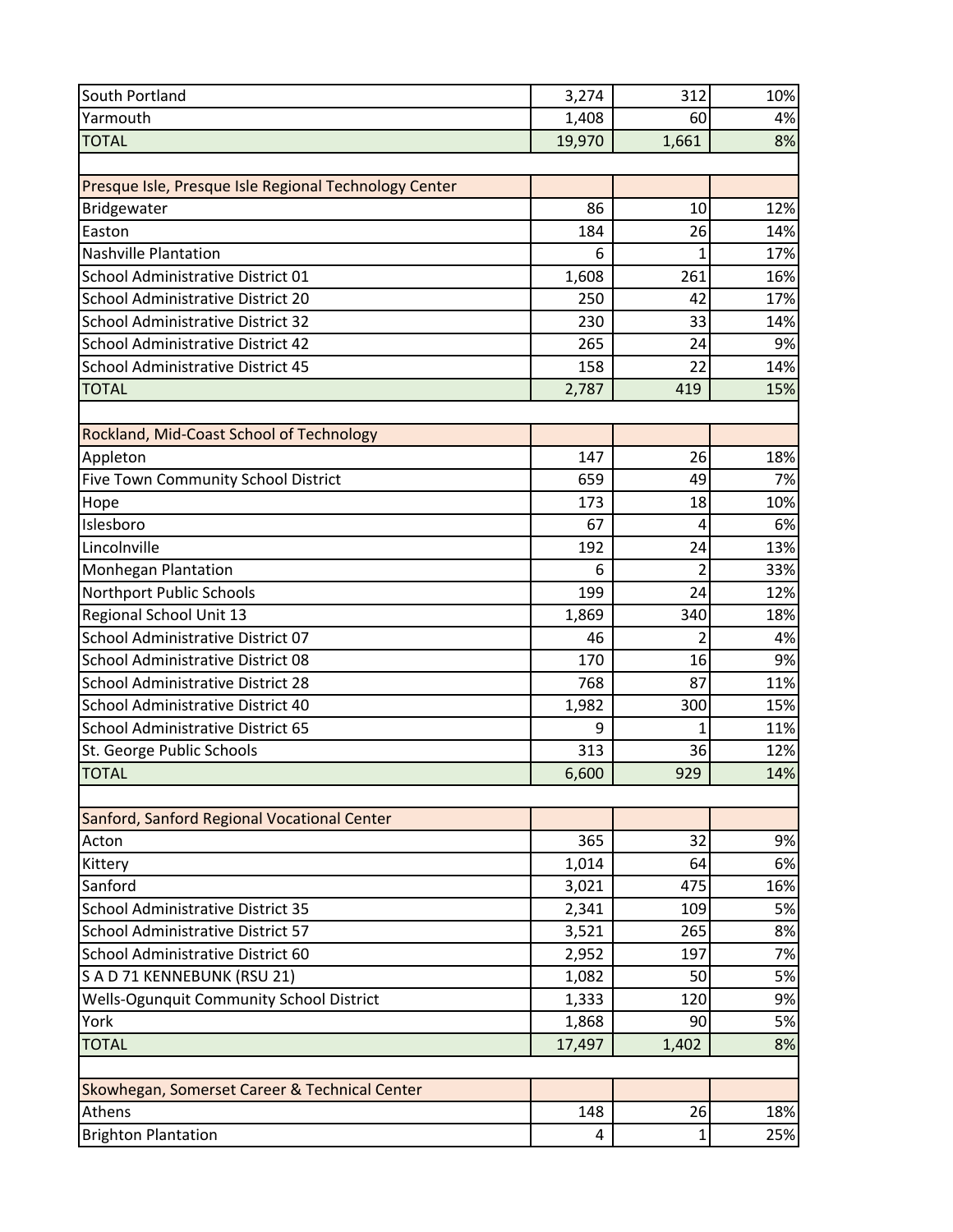| | | | |
|---|---|---|---|
| South Portland | 3,274 | 312 | 10% |
| Yarmouth | 1,408 | 60 | 4% |
| TOTAL | 19,970 | 1,661 | 8% |
| | | | |
| Presque Isle, Presque Isle Regional Technology Center | | | |
| Bridgewater | 86 | 10 | 12% |
| Easton | 184 | 26 | 14% |
| Nashville Plantation | 6 | 1 | 17% |
| School Administrative District 01 | 1,608 | 261 | 16% |
| School Administrative District 20 | 250 | 42 | 17% |
| School Administrative District 32 | 230 | 33 | 14% |
| School Administrative District 42 | 265 | 24 | 9% |
| School Administrative District 45 | 158 | 22 | 14% |
| TOTAL | 2,787 | 419 | 15% |
| | | | |
| Rockland, Mid-Coast School of Technology | | | |
| Appleton | 147 | 26 | 18% |
| Five Town Community School District | 659 | 49 | 7% |
| Hope | 173 | 18 | 10% |
| Islesboro | 67 | 4 | 6% |
| Lincolnville | 192 | 24 | 13% |
| Monhegan Plantation | 6 | 2 | 33% |
| Northport Public Schools | 199 | 24 | 12% |
| Regional School Unit 13 | 1,869 | 340 | 18% |
| School Administrative District 07 | 46 | 2 | 4% |
| School Administrative District 08 | 170 | 16 | 9% |
| School Administrative District 28 | 768 | 87 | 11% |
| School Administrative District 40 | 1,982 | 300 | 15% |
| School Administrative District 65 | 9 | 1 | 11% |
| St. George Public Schools | 313 | 36 | 12% |
| TOTAL | 6,600 | 929 | 14% |
| | | | |
| Sanford, Sanford Regional Vocational Center | | | |
| Acton | 365 | 32 | 9% |
| Kittery | 1,014 | 64 | 6% |
| Sanford | 3,021 | 475 | 16% |
| School Administrative District 35 | 2,341 | 109 | 5% |
| School Administrative District 57 | 3,521 | 265 | 8% |
| School Administrative District 60 | 2,952 | 197 | 7% |
| S A D 71 KENNEBUNK (RSU 21) | 1,082 | 50 | 5% |
| Wells-Ogunquit Community School District | 1,333 | 120 | 9% |
| York | 1,868 | 90 | 5% |
| TOTAL | 17,497 | 1,402 | 8% |
| | | | |
| Skowhegan, Somerset Career & Technical Center | | | |
| Athens | 148 | 26 | 18% |
| Brighton Plantation | 4 | 1 | 25% |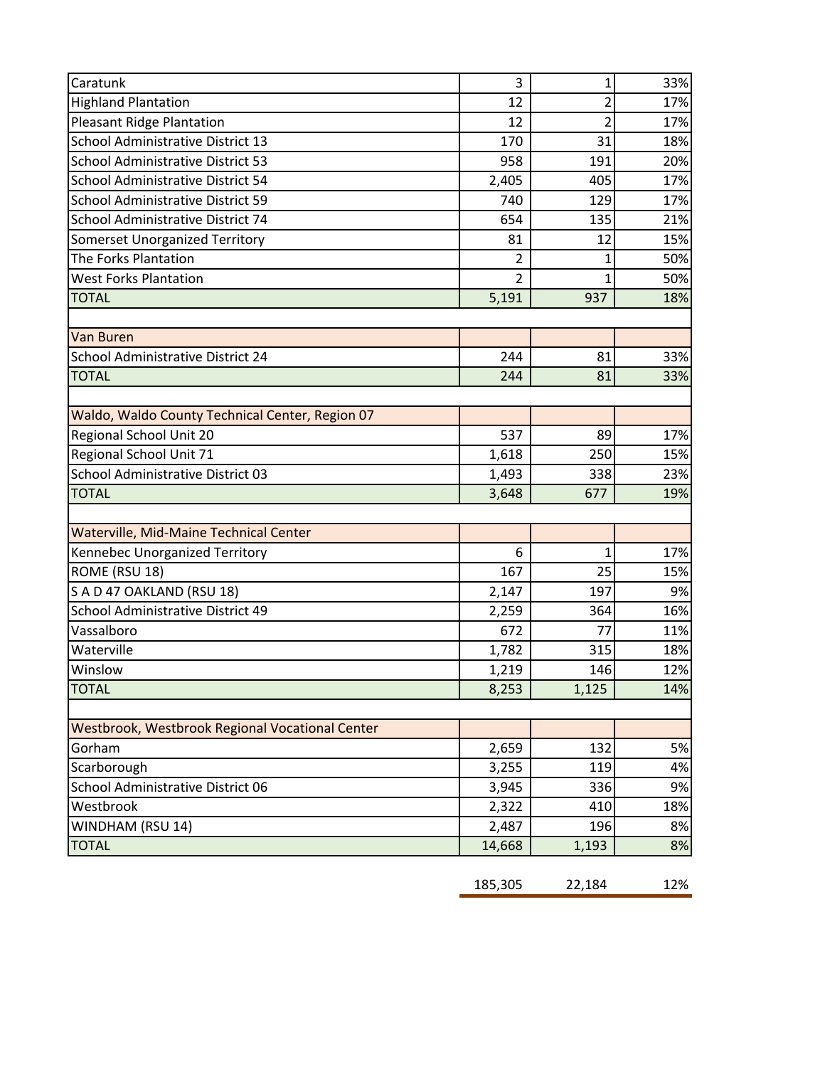| | | | |
|---|---|---|---|
| Caratunk | 3 | 1 | 33% |
| Highland Plantation | 12 | 2 | 17% |
| Pleasant Ridge Plantation | 12 | 2 | 17% |
| School Administrative District 13 | 170 | 31 | 18% |
| School Administrative District 53 | 958 | 191 | 20% |
| School Administrative District 54 | 2,405 | 405 | 17% |
| School Administrative District 59 | 740 | 129 | 17% |
| School Administrative District 74 | 654 | 135 | 21% |
| Somerset Unorganized Territory | 81 | 12 | 15% |
| The Forks Plantation | 2 | 1 | 50% |
| West Forks Plantation | 2 | 1 | 50% |
| TOTAL | 5,191 | 937 | 18% |
| | | | |
| Van Buren | | | |
| School Administrative District 24 | 244 | 81 | 33% |
| TOTAL | 244 | 81 | 33% |
| | | | |
| Waldo, Waldo County Technical Center, Region 07 | | | |
| Regional School Unit 20 | 537 | 89 | 17% |
| Regional School Unit 71 | 1,618 | 250 | 15% |
| School Administrative District 03 | 1,493 | 338 | 23% |
| TOTAL | 3,648 | 677 | 19% |
| | | | |
| Waterville, Mid-Maine Technical Center | | | |
| Kennebec Unorganized Territory | 6 | 1 | 17% |
| ROME (RSU 18) | 167 | 25 | 15% |
| S A D 47 OAKLAND (RSU 18) | 2,147 | 197 | 9% |
| School Administrative District 49 | 2,259 | 364 | 16% |
| Vassalboro | 672 | 77 | 11% |
| Waterville | 1,782 | 315 | 18% |
| Winslow | 1,219 | 146 | 12% |
| TOTAL | 8,253 | 1,125 | 14% |
| | | | |
| Westbrook, Westbrook Regional Vocational Center | | | |
| Gorham | 2,659 | 132 | 5% |
| Scarborough | 3,255 | 119 | 4% |
| School Administrative District 06 | 3,945 | 336 | 9% |
| Westbrook | 2,322 | 410 | 18% |
| WINDHAM (RSU 14) | 2,487 | 196 | 8% |
| TOTAL | 14,668 | 1,193 | 8% |
| | | | |
| | 185,305 | 22,184 | 12% |